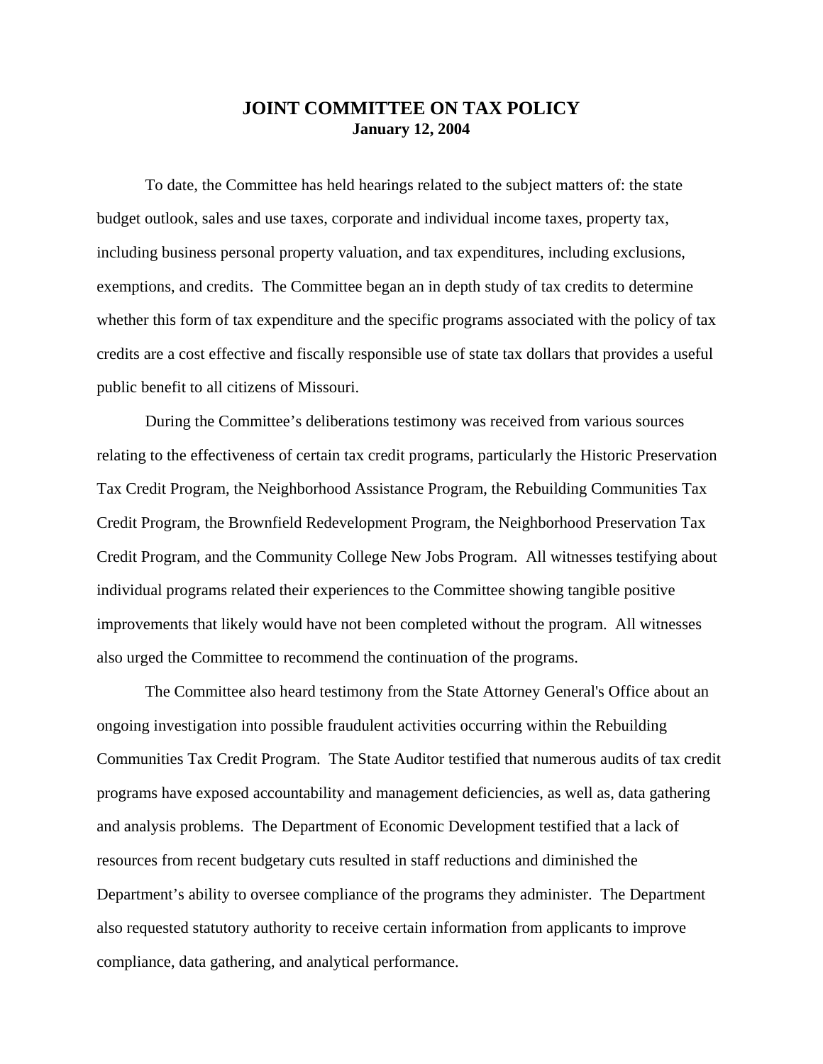# JOINT COMMITTEE ON TAX POLICY

**January 12, 2004**

To date, the Committee has held hearings related to the subject matters of: the state budget outlook, sales and use taxes, corporate and individual income taxes, property tax, including business personal property valuation, and tax expenditures, including exclusions, exemptions, and credits. The Committee began an in depth study of tax credits to determine whether this form of tax expenditure and the specific programs associated with the policy of tax credits are a cost effective and fiscally responsible use of state tax dollars that provides a useful public benefit to all citizens of Missouri.

During the Committee's deliberations testimony was received from various sources relating to the effectiveness of certain tax credit programs, particularly the Historic Preservation Tax Credit Program, the Neighborhood Assistance Program, the Rebuilding Communities Tax Credit Program, the Brownfield Redevelopment Program, the Neighborhood Preservation Tax Credit Program, and the Community College New Jobs Program. All witnesses testifying about individual programs related their experiences to the Committee showing tangible positive improvements that likely would have not been completed without the program. All witnesses also urged the Committee to recommend the continuation of the programs.

The Committee also heard testimony from the State Attorney General's Office about an ongoing investigation into possible fraudulent activities occurring within the Rebuilding Communities Tax Credit Program. The State Auditor testified that numerous audits of tax credit programs have exposed accountability and management deficiencies, as well as, data gathering and analysis problems. The Department of Economic Development testified that a lack of resources from recent budgetary cuts resulted in staff reductions and diminished the Department's ability to oversee compliance of the programs they administer. The Department also requested statutory authority to receive certain information from applicants to improve compliance, data gathering, and analytical performance.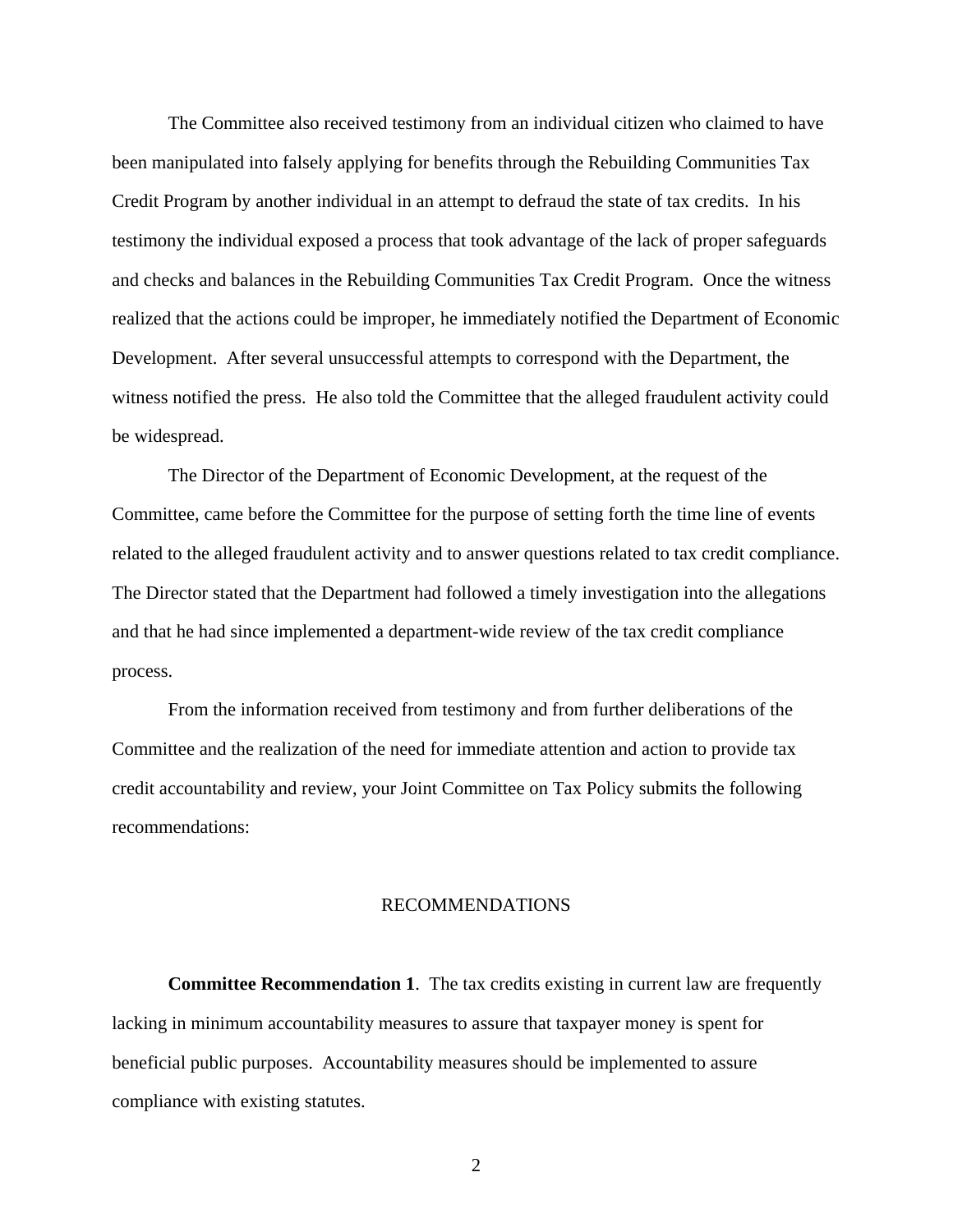The Committee also received testimony from an individual citizen who claimed to have been manipulated into falsely applying for benefits through the Rebuilding Communities Tax Credit Program by another individual in an attempt to defraud the state of tax credits. In his testimony the individual exposed a process that took advantage of the lack of proper safeguards and checks and balances in the Rebuilding Communities Tax Credit Program. Once the witness realized that the actions could be improper, he immediately notified the Department of Economic Development. After several unsuccessful attempts to correspond with the Department, the witness notified the press. He also told the Committee that the alleged fraudulent activity could be widespread.

The Director of the Department of Economic Development, at the request of the Committee, came before the Committee for the purpose of setting forth the time line of events related to the alleged fraudulent activity and to answer questions related to tax credit compliance. The Director stated that the Department had followed a timely investigation into the allegations and that he had since implemented a department-wide review of the tax credit compliance process.

From the information received from testimony and from further deliberations of the Committee and the realization of the need for immediate attention and action to provide tax credit accountability and review, your Joint Committee on Tax Policy submits the following recommendations:

## RECOMMENDATIONS

**Committee Recommendation 1**. The tax credits existing in current law are frequently lacking in minimum accountability measures to assure that taxpayer money is spent for beneficial public purposes. Accountability measures should be implemented to assure compliance with existing statutes.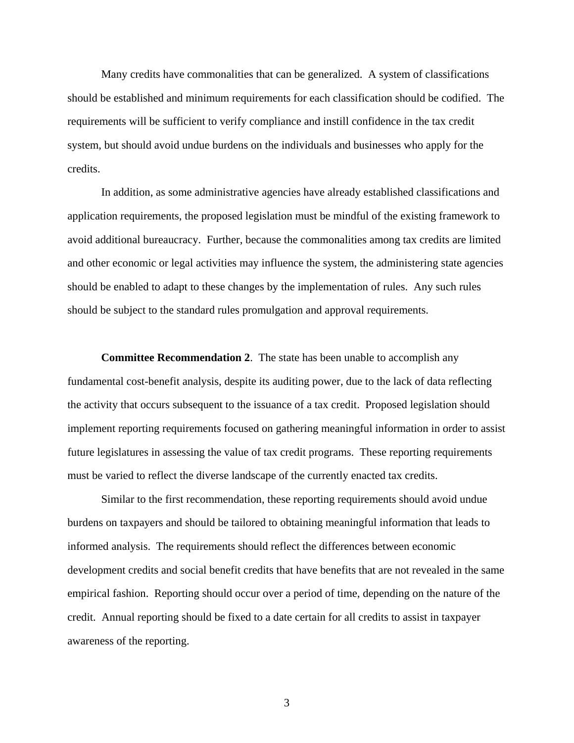Many credits have commonalities that can be generalized. A system of classifications should be established and minimum requirements for each classification should be codified. The requirements will be sufficient to verify compliance and instill confidence in the tax credit system, but should avoid undue burdens on the individuals and businesses who apply for the credits.

In addition, as some administrative agencies have already established classifications and application requirements, the proposed legislation must be mindful of the existing framework to avoid additional bureaucracy. Further, because the commonalities among tax credits are limited and other economic or legal activities may influence the system, the administering state agencies should be enabled to adapt to these changes by the implementation of rules. Any such rules should be subject to the standard rules promulgation and approval requirements.

**Committee Recommendation 2**. The state has been unable to accomplish any fundamental cost-benefit analysis, despite its auditing power, due to the lack of data reflecting the activity that occurs subsequent to the issuance of a tax credit. Proposed legislation should implement reporting requirements focused on gathering meaningful information in order to assist future legislatures in assessing the value of tax credit programs. These reporting requirements must be varied to reflect the diverse landscape of the currently enacted tax credits.

Similar to the first recommendation, these reporting requirements should avoid undue burdens on taxpayers and should be tailored to obtaining meaningful information that leads to informed analysis. The requirements should reflect the differences between economic development credits and social benefit credits that have benefits that are not revealed in the same empirical fashion. Reporting should occur over a period of time, depending on the nature of the credit. Annual reporting should be fixed to a date certain for all credits to assist in taxpayer awareness of the reporting.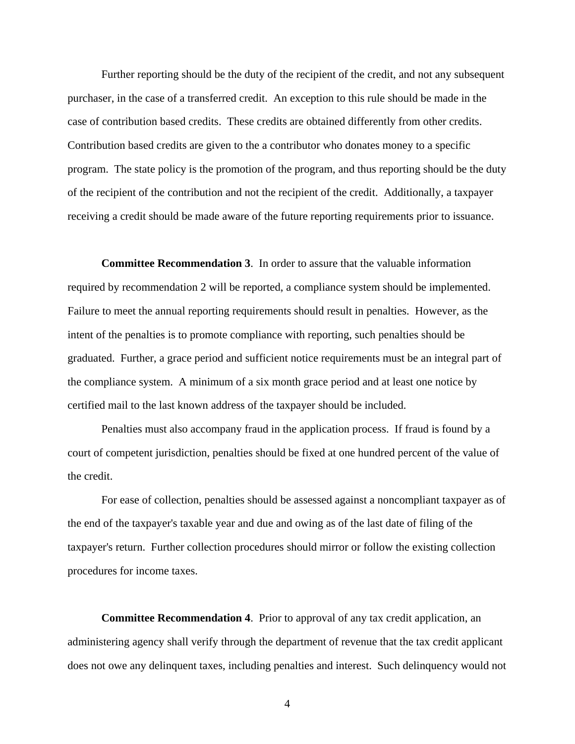Further reporting should be the duty of the recipient of the credit, and not any subsequent purchaser, in the case of a transferred credit. An exception to this rule should be made in the case of contribution based credits. These credits are obtained differently from other credits. Contribution based credits are given to the a contributor who donates money to a specific program. The state policy is the promotion of the program, and thus reporting should be the duty of the recipient of the contribution and not the recipient of the credit. Additionally, a taxpayer receiving a credit should be made aware of the future reporting requirements prior to issuance.

**Committee Recommendation 3**. In order to assure that the valuable information required by recommendation 2 will be reported, a compliance system should be implemented. Failure to meet the annual reporting requirements should result in penalties. However, as the intent of the penalties is to promote compliance with reporting, such penalties should be graduated. Further, a grace period and sufficient notice requirements must be an integral part of the compliance system. A minimum of a six month grace period and at least one notice by certified mail to the last known address of the taxpayer should be included.

Penalties must also accompany fraud in the application process. If fraud is found by a court of competent jurisdiction, penalties should be fixed at one hundred percent of the value of the credit.

For ease of collection, penalties should be assessed against a noncompliant taxpayer as of the end of the taxpayer's taxable year and due and owing as of the last date of filing of the taxpayer's return. Further collection procedures should mirror or follow the existing collection procedures for income taxes.

**Committee Recommendation 4**. Prior to approval of any tax credit application, an administering agency shall verify through the department of revenue that the tax credit applicant does not owe any delinquent taxes, including penalties and interest. Such delinquency would not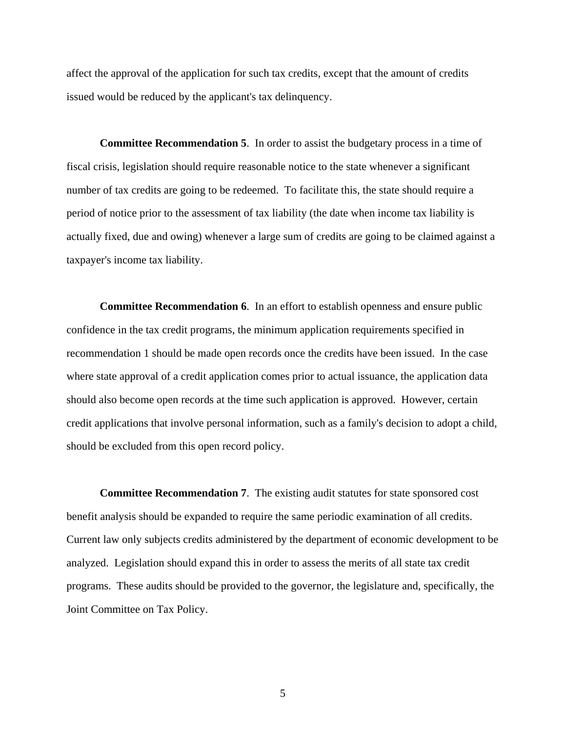affect the approval of the application for such tax credits, except that the amount of credits issued would be reduced by the applicant's tax delinquency.

**Committee Recommendation 5**. In order to assist the budgetary process in a time of fiscal crisis, legislation should require reasonable notice to the state whenever a significant number of tax credits are going to be redeemed. To facilitate this, the state should require a period of notice prior to the assessment of tax liability (the date when income tax liability is actually fixed, due and owing) whenever a large sum of credits are going to be claimed against a taxpayer's income tax liability.

**Committee Recommendation 6**. In an effort to establish openness and ensure public confidence in the tax credit programs, the minimum application requirements specified in recommendation 1 should be made open records once the credits have been issued. In the case where state approval of a credit application comes prior to actual issuance, the application data should also become open records at the time such application is approved. However, certain credit applications that involve personal information, such as a family's decision to adopt a child, should be excluded from this open record policy.

**Committee Recommendation 7**. The existing audit statutes for state sponsored cost benefit analysis should be expanded to require the same periodic examination of all credits. Current law only subjects credits administered by the department of economic development to be analyzed. Legislation should expand this in order to assess the merits of all state tax credit programs. These audits should be provided to the governor, the legislature and, specifically, the Joint Committee on Tax Policy.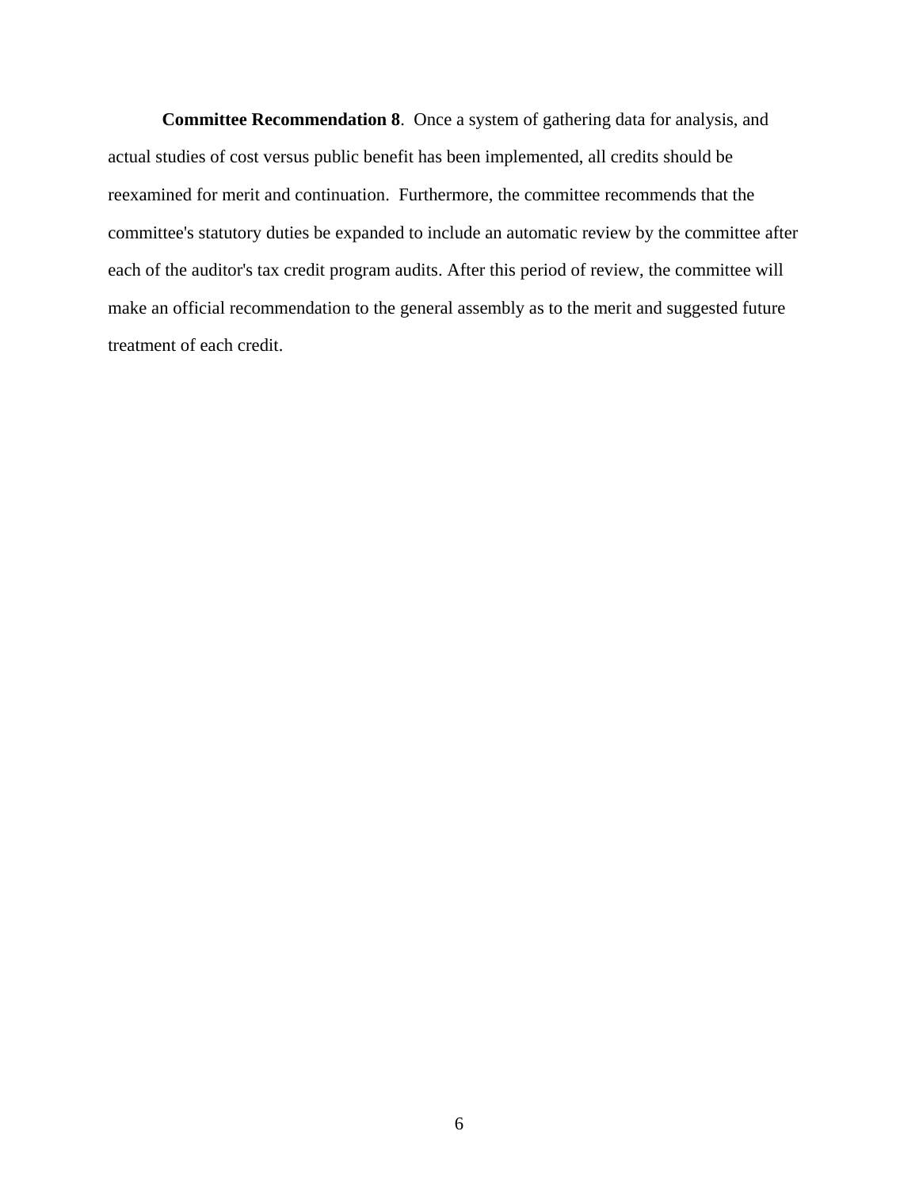**Committee Recommendation 8**. Once a system of gathering data for analysis, and actual studies of cost versus public benefit has been implemented, all credits should be reexamined for merit and continuation. Furthermore, the committee recommends that the committee's statutory duties be expanded to include an automatic review by the committee after each of the auditor's tax credit program audits. After this period of review, the committee will make an official recommendation to the general assembly as to the merit and suggested future treatment of each credit.